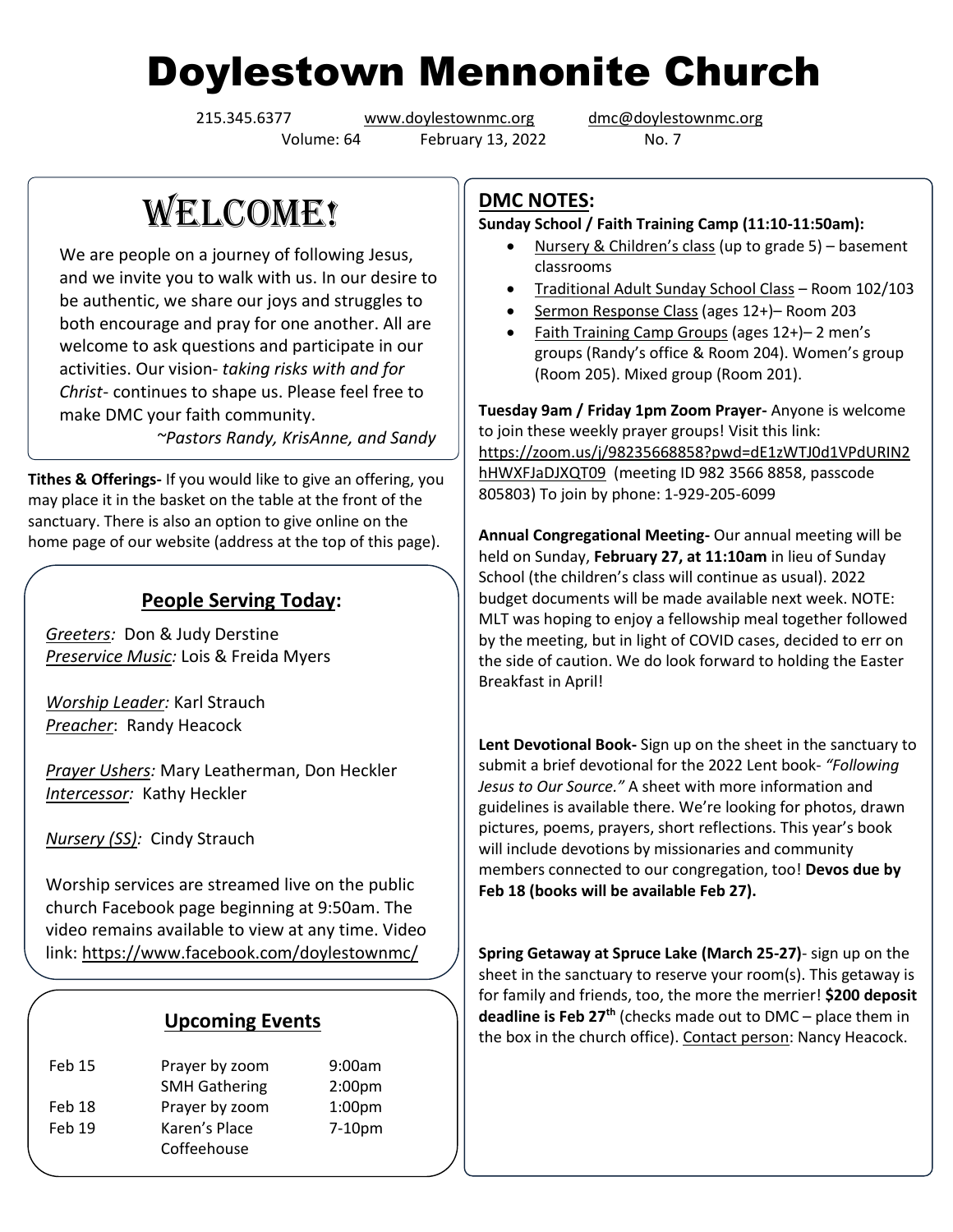# Doylestown Mennonite Church

215.345.6377 www.doylestownmc.org dmc@doylestownmc.org
Volume: 64 February 13, 2022 No. 7

## WELCOME!

We are people on a journey of following Jesus, and we invite you to walk with us. In our desire to be authentic, we share our joys and struggles to both encourage and pray for one another. All are welcome to ask questions and participate in our activities. Our vision- *taking risks with and for Christ*- continues to shape us. Please feel free to make DMC your faith community.

*~Pastors Randy, KrisAnne, and Sandy*

**Tithes & Offerings-** If you would like to give an offering, you may place it in the basket on the table at the front of the sanctuary. There is also an option to give online on the home page of our website (address at the top of this page).

### People Serving Today:

*Greeters:* Don & Judy Derstine
*Preservice Music:* Lois & Freida Myers

*Worship Leader:* Karl Strauch
*Preacher*: Randy Heacock

*Prayer Ushers:* Mary Leatherman, Don Heckler
*Intercessor:* Kathy Heckler

*Nursery (SS):* Cindy Strauch

Worship services are streamed live on the public church Facebook page beginning at 9:50am. The video remains available to view at any time. Video link: https://www.facebook.com/doylestownmc/

### Upcoming Events

| | | |
|---|---|---|
| Feb 15 | Prayer by zoom | 9:00am |
| | SMH Gathering | 2:00pm |
| Feb 18 | Prayer by zoom | 1:00pm |
| Feb 19 | Karen's Place Coffeehouse | 7-10pm |

## DMC NOTES:

**Sunday School / Faith Training Camp (11:10-11:50am):**

- Nursery & Children's class (up to grade 5) – basement classrooms
- Traditional Adult Sunday School Class – Room 102/103
- Sermon Response Class (ages 12+)– Room 203
- Faith Training Camp Groups (ages 12+)– 2 men's groups (Randy's office & Room 204). Women's group (Room 205). Mixed group (Room 201).

**Tuesday 9am / Friday 1pm Zoom Prayer-** Anyone is welcome to join these weekly prayer groups! Visit this link: https://zoom.us/j/98235668858?pwd=dE1zWTJ0d1VPdURIN2hHWXFJaDJXQT09 (meeting ID 982 3566 8858, passcode 805803) To join by phone: 1-929-205-6099

**Annual Congregational Meeting-** Our annual meeting will be held on Sunday, **February 27, at 11:10am** in lieu of Sunday School (the children's class will continue as usual). 2022 budget documents will be made available next week. NOTE: MLT was hoping to enjoy a fellowship meal together followed by the meeting, but in light of COVID cases, decided to err on the side of caution. We do look forward to holding the Easter Breakfast in April!

**Lent Devotional Book-** Sign up on the sheet in the sanctuary to submit a brief devotional for the 2022 Lent book- *"Following Jesus to Our Source."* A sheet with more information and guidelines is available there. We're looking for photos, drawn pictures, poems, prayers, short reflections. This year's book will include devotions by missionaries and community members connected to our congregation, too! **Devos due by Feb 18 (books will be available Feb 27).**

**Spring Getaway at Spruce Lake (March 25-27)**- sign up on the sheet in the sanctuary to reserve your room(s). This getaway is for family and friends, too, the more the merrier! **$200 deposit deadline is Feb 27th** (checks made out to DMC – place them in the box in the church office). Contact person: Nancy Heacock.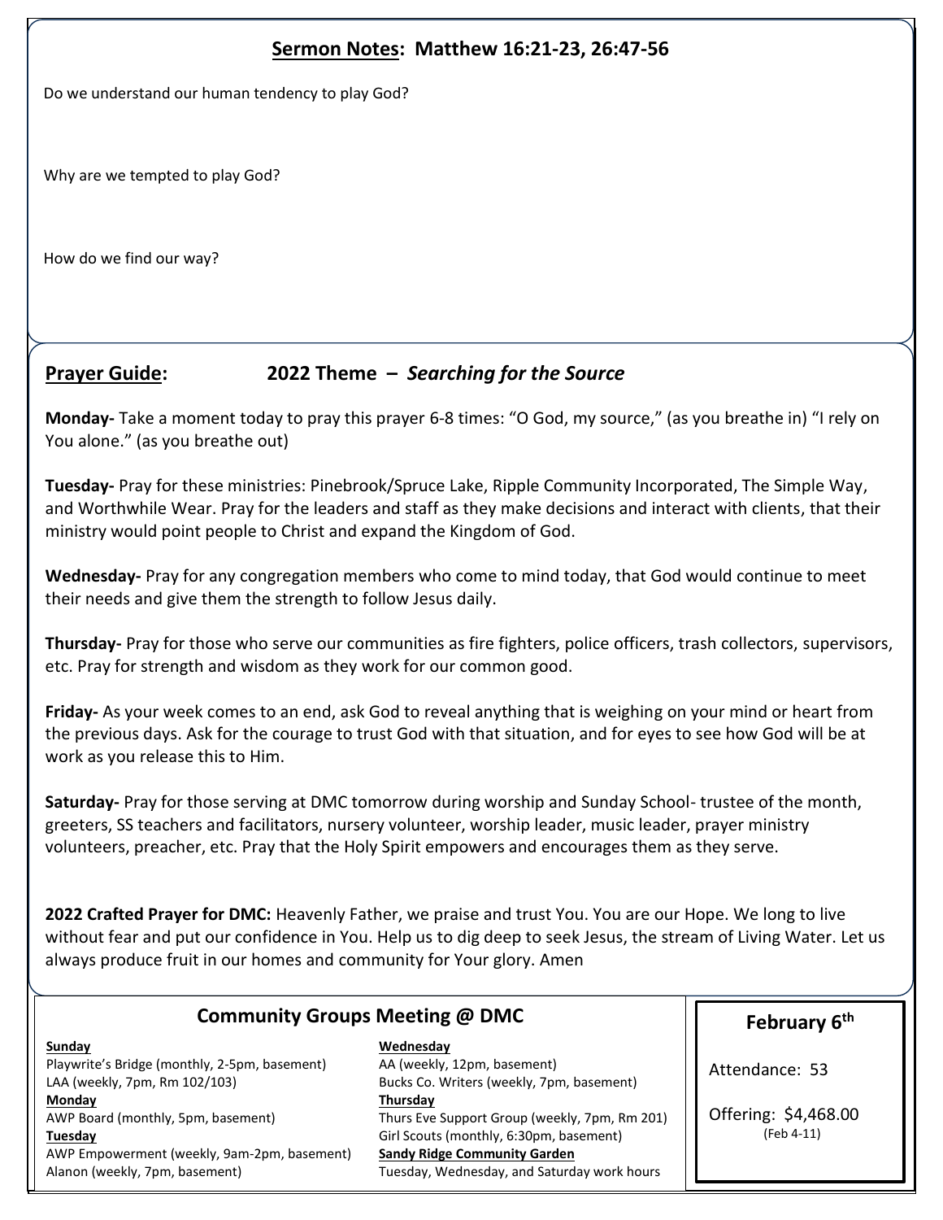## Sermon Notes: Matthew 16:21-23, 26:47-56

Do we understand our human tendency to play God?

Why are we tempted to play God?

How do we find our way?

## Prayer Guide: 2022 Theme – *Searching for the Source*

**Monday-** Take a moment today to pray this prayer 6-8 times: "O God, my source," (as you breathe in) "I rely on You alone." (as you breathe out)

**Tuesday-** Pray for these ministries: Pinebrook/Spruce Lake, Ripple Community Incorporated, The Simple Way, and Worthwhile Wear. Pray for the leaders and staff as they make decisions and interact with clients, that their ministry would point people to Christ and expand the Kingdom of God.

**Wednesday-** Pray for any congregation members who come to mind today, that God would continue to meet their needs and give them the strength to follow Jesus daily.

**Thursday-** Pray for those who serve our communities as fire fighters, police officers, trash collectors, supervisors, etc. Pray for strength and wisdom as they work for our common good.

**Friday-** As your week comes to an end, ask God to reveal anything that is weighing on your mind or heart from the previous days. Ask for the courage to trust God with that situation, and for eyes to see how God will be at work as you release this to Him.

**Saturday-** Pray for those serving at DMC tomorrow during worship and Sunday School- trustee of the month, greeters, SS teachers and facilitators, nursery volunteer, worship leader, music leader, prayer ministry volunteers, preacher, etc. Pray that the Holy Spirit empowers and encourages them as they serve.

**2022 Crafted Prayer for DMC:** Heavenly Father, we praise and trust You. You are our Hope. We long to live without fear and put our confidence in You. Help us to dig deep to seek Jesus, the stream of Living Water. Let us always produce fruit in our homes and community for Your glory. Amen

## Community Groups Meeting @ DMC

**Sunday**
Playwrite's Bridge (monthly, 2-5pm, basement)
LAA (weekly, 7pm, Rm 102/103)

**Monday**
AWP Board (monthly, 5pm, basement)

**Tuesday**
AWP Empowerment (weekly, 9am-2pm, basement)
Alanon (weekly, 7pm, basement)

**Wednesday**
AA (weekly, 12pm, basement)
Bucks Co. Writers (weekly, 7pm, basement)

**Thursday**
Thurs Eve Support Group (weekly, 7pm, Rm 201)
Girl Scouts (monthly, 6:30pm, basement)

**Sandy Ridge Community Garden**
Tuesday, Wednesday, and Saturday work hours

## February 6th

Attendance: 53

Offering: $4,468.00
(Feb 4-11)